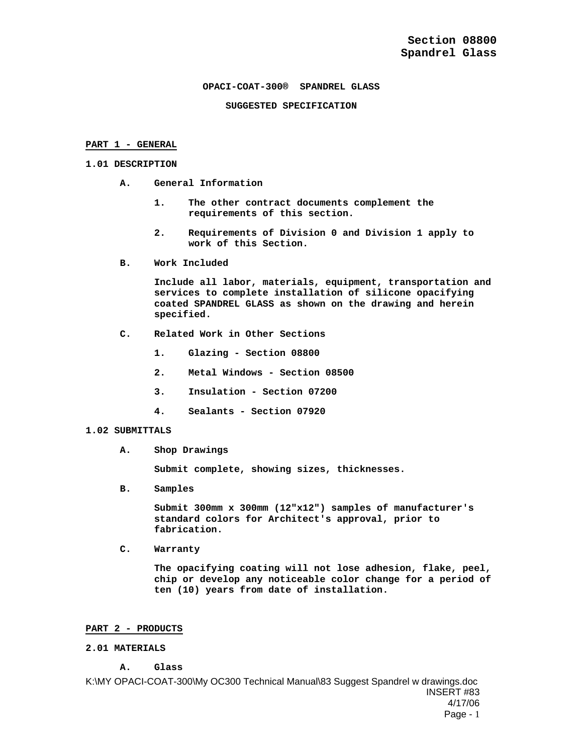# Section 08800
# Spandrel Glass

**OPACI-COAT-300® SPANDREL GLASS**

**SUGGESTED SPECIFICATION**

## PART 1 - GENERAL

### 1.01 DESCRIPTION

**A. General Information**

1. The other contract documents complement the requirements of this section.
2. Requirements of Division 0 and Division 1 apply to work of this Section.

**B. Work Included**

Include all labor, materials, equipment, transportation and services to complete installation of silicone opacifying coated SPANDREL GLASS as shown on the drawing and herein specified.

**C. Related Work in Other Sections**

1. Glazing - Section 08800
2. Metal Windows - Section 08500
3. Insulation - Section 07200
4. Sealants - Section 07920

### 1.02 SUBMITTALS

**A. Shop Drawings**

Submit complete, showing sizes, thicknesses.

**B. Samples**

Submit 300mm x 300mm (12"x12") samples of manufacturer's standard colors for Architect's approval, prior to fabrication.

**C. Warranty**

The opacifying coating will not lose adhesion, flake, peel, chip or develop any noticeable color change for a period of ten (10) years from date of installation.

## PART 2 - PRODUCTS

### 2.01 MATERIALS

**A. Glass**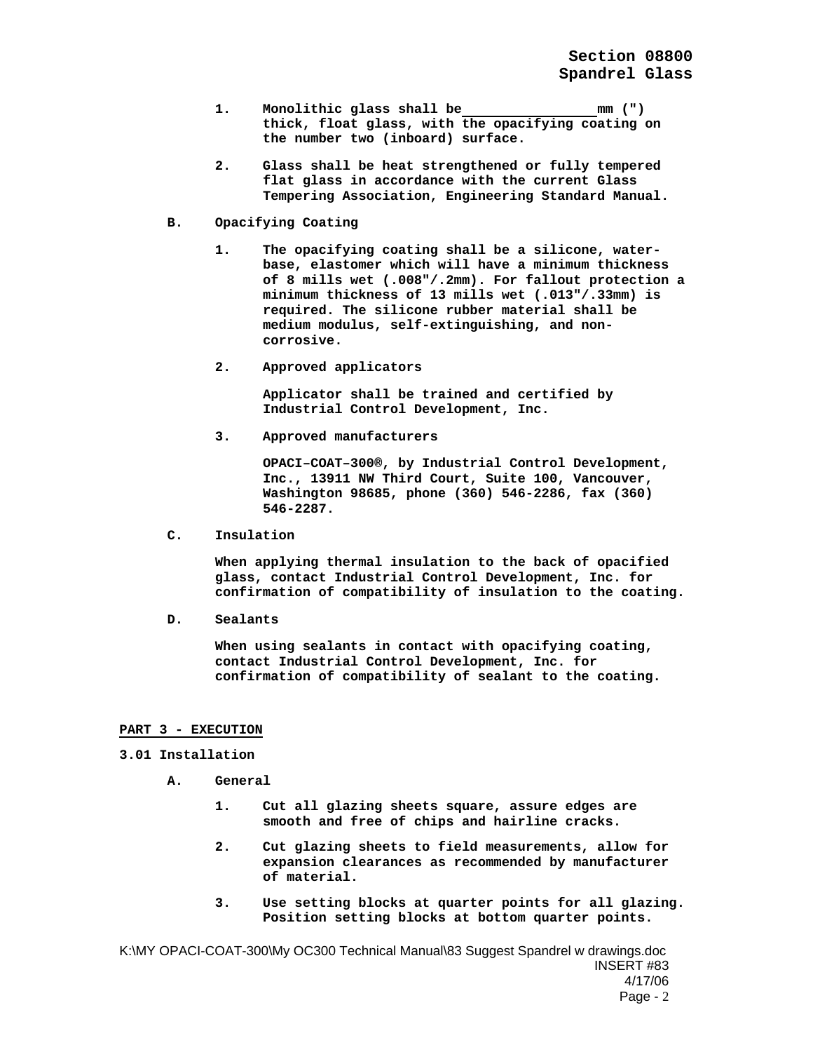1. Monolithic glass shall be ________________ mm (") thick, float glass, with the opacifying coating on the number two (inboard) surface.

2. Glass shall be heat strengthened or fully tempered flat glass in accordance with the current Glass Tempering Association, Engineering Standard Manual.

**B. Opacifying Coating**

1. The opacifying coating shall be a silicone, water-base, elastomer which will have a minimum thickness of 8 mills wet (.008"/.2mm). For fallout protection a minimum thickness of 13 mills wet (.013"/.33mm) is required. The silicone rubber material shall be medium modulus, self-extinguishing, and non-corrosive.

2. Approved applicators

   Applicator shall be trained and certified by Industrial Control Development, Inc.

3. Approved manufacturers

   OPACI–COAT–300®, by Industrial Control Development, Inc., 13911 NW Third Court, Suite 100, Vancouver, Washington 98685, phone (360) 546-2286, fax (360) 546-2287.

**C. Insulation**

When applying thermal insulation to the back of opacified glass, contact Industrial Control Development, Inc. for confirmation of compatibility of insulation to the coating.

**D. Sealants**

When using sealants in contact with opacifying coating, contact Industrial Control Development, Inc. for confirmation of compatibility of sealant to the coating.

## PART 3 - EXECUTION

### 3.01 Installation

**A. General**

1. Cut all glazing sheets square, assure edges are smooth and free of chips and hairline cracks.

2. Cut glazing sheets to field measurements, allow for expansion clearances as recommended by manufacturer of material.

3. Use setting blocks at quarter points for all glazing. Position setting blocks at bottom quarter points.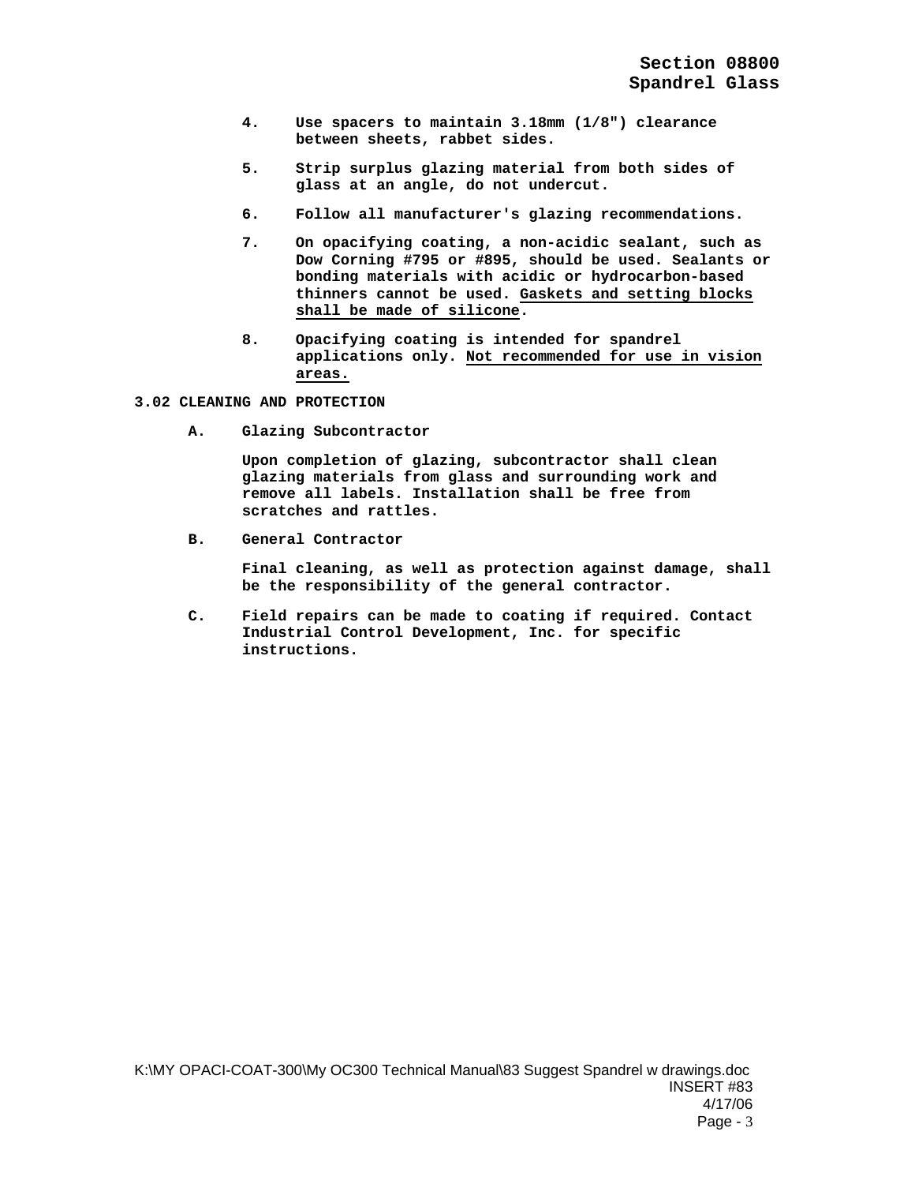4. Use spacers to maintain 3.18mm (1/8") clearance between sheets, rabbet sides.

5. Strip surplus glazing material from both sides of glass at an angle, do not undercut.

6. Follow all manufacturer's glazing recommendations.

7. On opacifying coating, a non-acidic sealant, such as Dow Corning #795 or #895, should be used. Sealants or bonding materials with acidic or hydrocarbon-based thinners cannot be used. <u>Gaskets and setting blocks shall be made of silicone</u>.

8. Opacifying coating is intended for spandrel applications only. <u>Not recommended for use in vision areas.</u>

**3.02 CLEANING AND PROTECTION**

A. Glazing Subcontractor

Upon completion of glazing, subcontractor shall clean glazing materials from glass and surrounding work and remove all labels. Installation shall be free from scratches and rattles.

B. General Contractor

Final cleaning, as well as protection against damage, shall be the responsibility of the general contractor.

C. Field repairs can be made to coating if required. Contact Industrial Control Development, Inc. for specific instructions.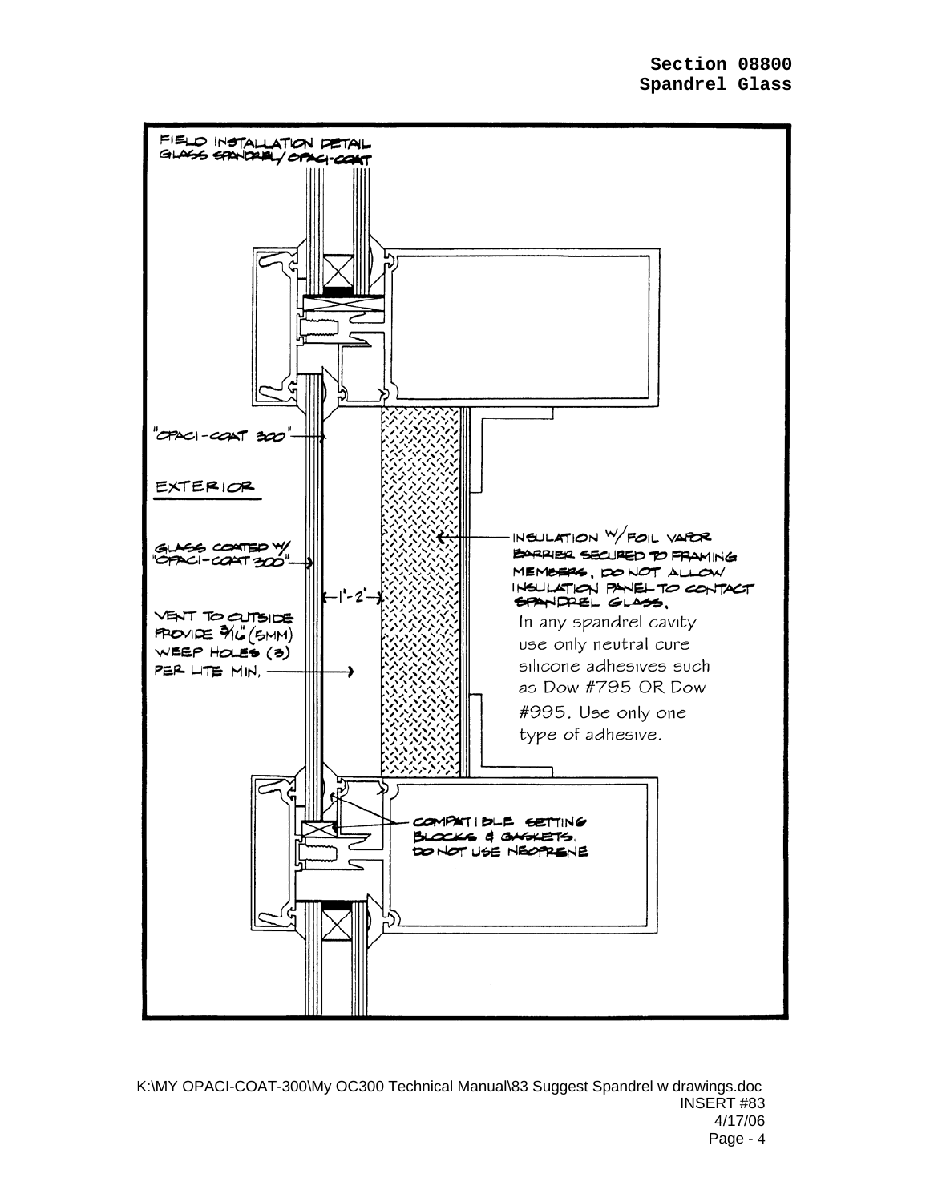FIELD INSTALLATION DETAIL
GLASS SPANDREL/ OPACI-COAT

"OPACI-COAT 300"

EXTERIOR

GLASS COATED W/ "OPACI-COAT 300"

VENT TO OUTSIDE PROVIDE 3/16" (5MM) WEEP HOLES (3) PER LITE MIN.

1"-2"

INSULATION W/FOIL VAPOR BARRIER SECURED TO FRAMING MEMBERS. DO NOT ALLOW INSULATION PANEL TO CONTACT SPANDREL GLASS.

In any spandrel cavity use only neutral cure silicone adhesives such as Dow #795 OR Dow #995. Use only one type of adhesive.

COMPATIBLE SETTING BLOCKS & GASKETS. DO NOT USE NEOPRENE

K:\MY OPACI-COAT-300\My OC300 Technical Manual\83 Suggest Spandrel w drawings.doc

INSERT #83

4/17/06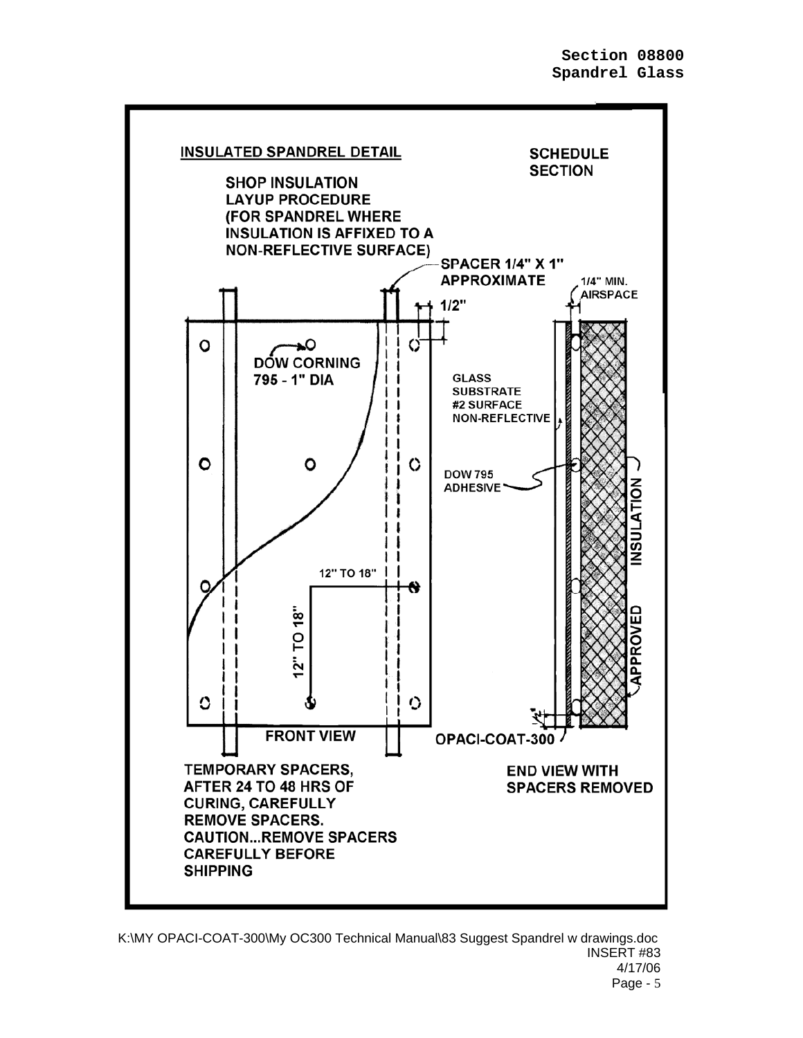INSULATED SPANDREL DETAIL

SCHEDULE
SECTION

SHOP INSULATION
LAYUP PROCEDURE
(FOR SPANDREL WHERE
INSULATION IS AFFIXED TO A
NON-REFLECTIVE SURFACE)

SPACER 1/4" X 1"
APPROXIMATE

1/4" MIN.
AIRSPACE

1/2"

DOW CORNING
795 - 1" DIA

GLASS
SUBSTRATE
#2 SURFACE
NON-REFLECTIVE

DOW 795
ADHESIVE

APPROVED INSULATION

12" TO 18"

12" TO 18"

FRONT VIEW

OPACI-COAT-300

TEMPORARY SPACERS,
AFTER 24 TO 48 HRS OF
CURING, CAREFULLY
REMOVE SPACERS.
CAUTION...REMOVE SPACERS
CAREFULLY BEFORE
SHIPPING

END VIEW WITH
SPACERS REMOVED

K:\MY OPACI-COAT-300\My OC300 Technical Manual\83 Suggest Spandrel w drawings.doc
INSERT #83
4/17/06